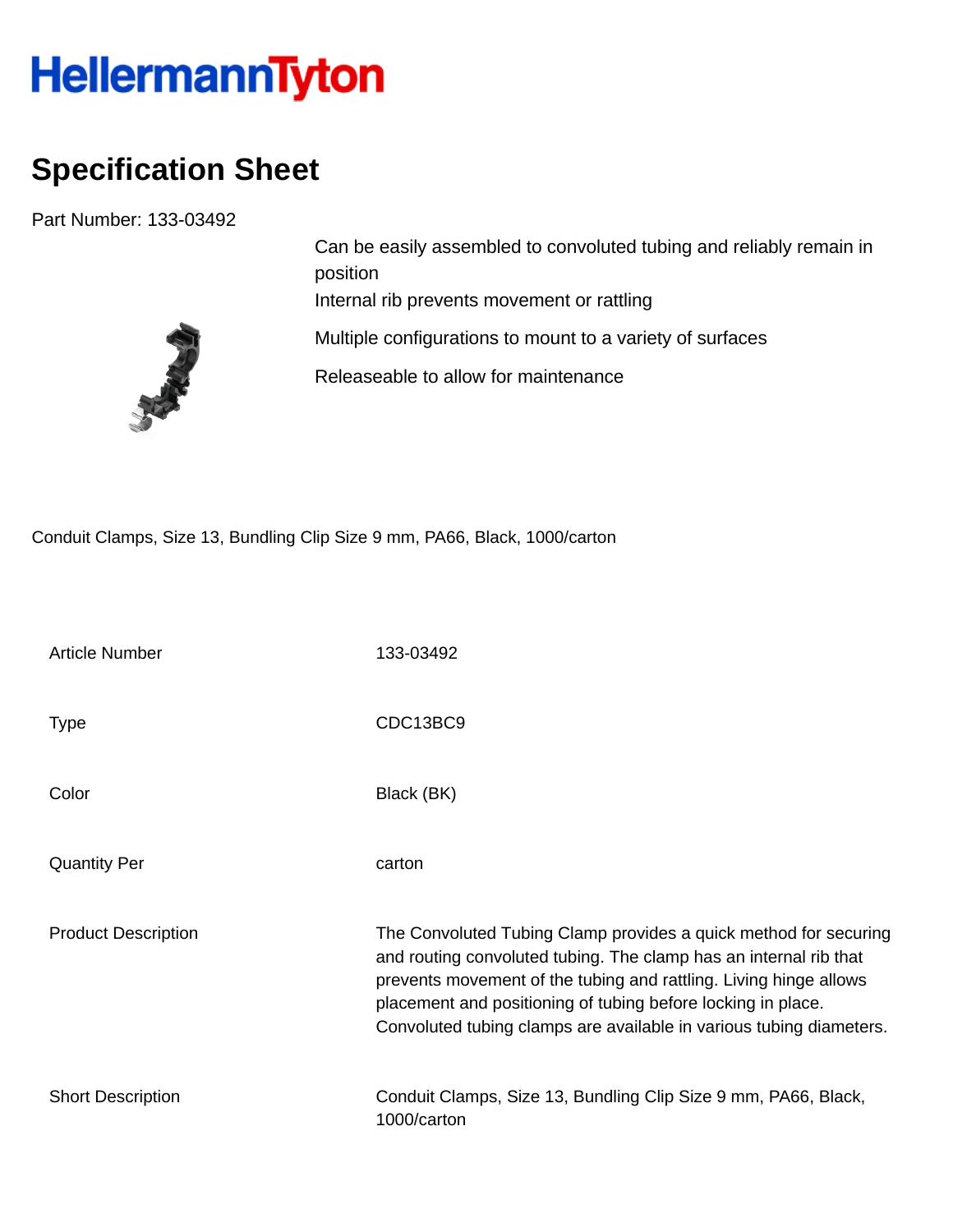HellermannTyton

# Specification Sheet

Part Number: 133-03492

Can be easily assembled to convoluted tubing and reliably remain in position

Internal rib prevents movement or rattling

Multiple configurations to mount to a variety of surfaces

Releaseable to allow for maintenance

Conduit Clamps, Size 13, Bundling Clip Size 9 mm, PA66, Black, 1000/carton

| | |
|---|---|
| Article Number | 133-03492 |
| Type | CDC13BC9 |
| Color | Black (BK) |
| Quantity Per | carton |
| Product Description | The Convoluted Tubing Clamp provides a quick method for securing and routing convoluted tubing. The clamp has an internal rib that prevents movement of the tubing and rattling. Living hinge allows placement and positioning of tubing before locking in place. Convoluted tubing clamps are available in various tubing diameters. |
| Short Description | Conduit Clamps, Size 13, Bundling Clip Size 9 mm, PA66, Black, 1000/carton |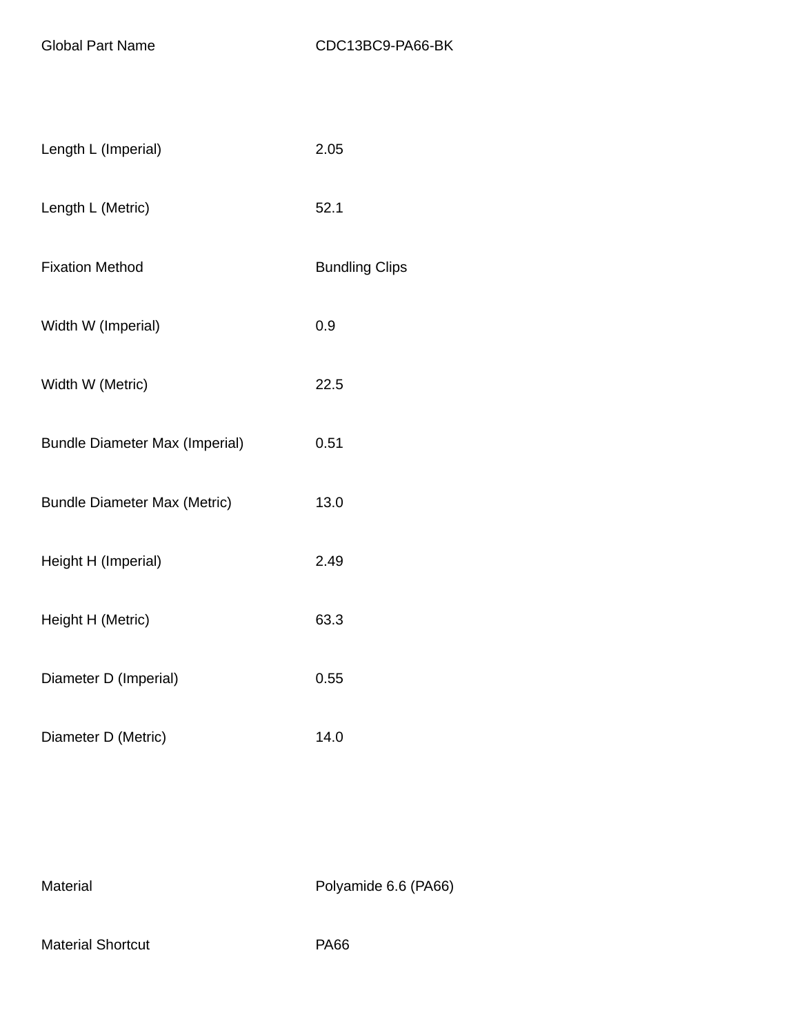| | |
|---|---|
| Global Part Name | CDC13BC9-PA66-BK |
| Length L (Imperial) | 2.05 |
| Length L (Metric) | 52.1 |
| Fixation Method | Bundling Clips |
| Width W (Imperial) | 0.9 |
| Width W (Metric) | 22.5 |
| Bundle Diameter Max (Imperial) | 0.51 |
| Bundle Diameter Max (Metric) | 13.0 |
| Height H (Imperial) | 2.49 |
| Height H (Metric) | 63.3 |
| Diameter D (Imperial) | 0.55 |
| Diameter D (Metric) | 14.0 |
| Material | Polyamide 6.6 (PA66) |
| Material Shortcut | PA66 |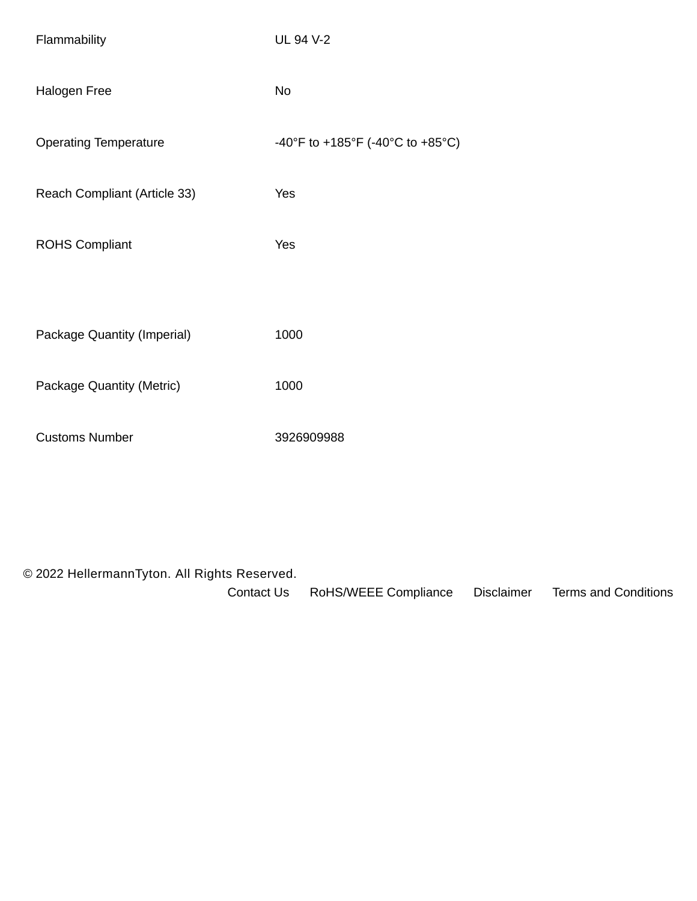| | |
|---|---|
| Flammability | UL 94 V-2 |
| Halogen Free | No |
| Operating Temperature | -40°F to +185°F (-40°C to +85°C) |
| Reach Compliant (Article 33) | Yes |
| ROHS Compliant | Yes |

| | |
|---|---|
| Package Quantity (Imperial) | 1000 |
| Package Quantity (Metric) | 1000 |
| Customs Number | 3926909988 |

© 2022 HellermannTyton. All Rights Reserved.

Contact Us RoHS/WEEE Compliance Disclaimer Terms and Conditions